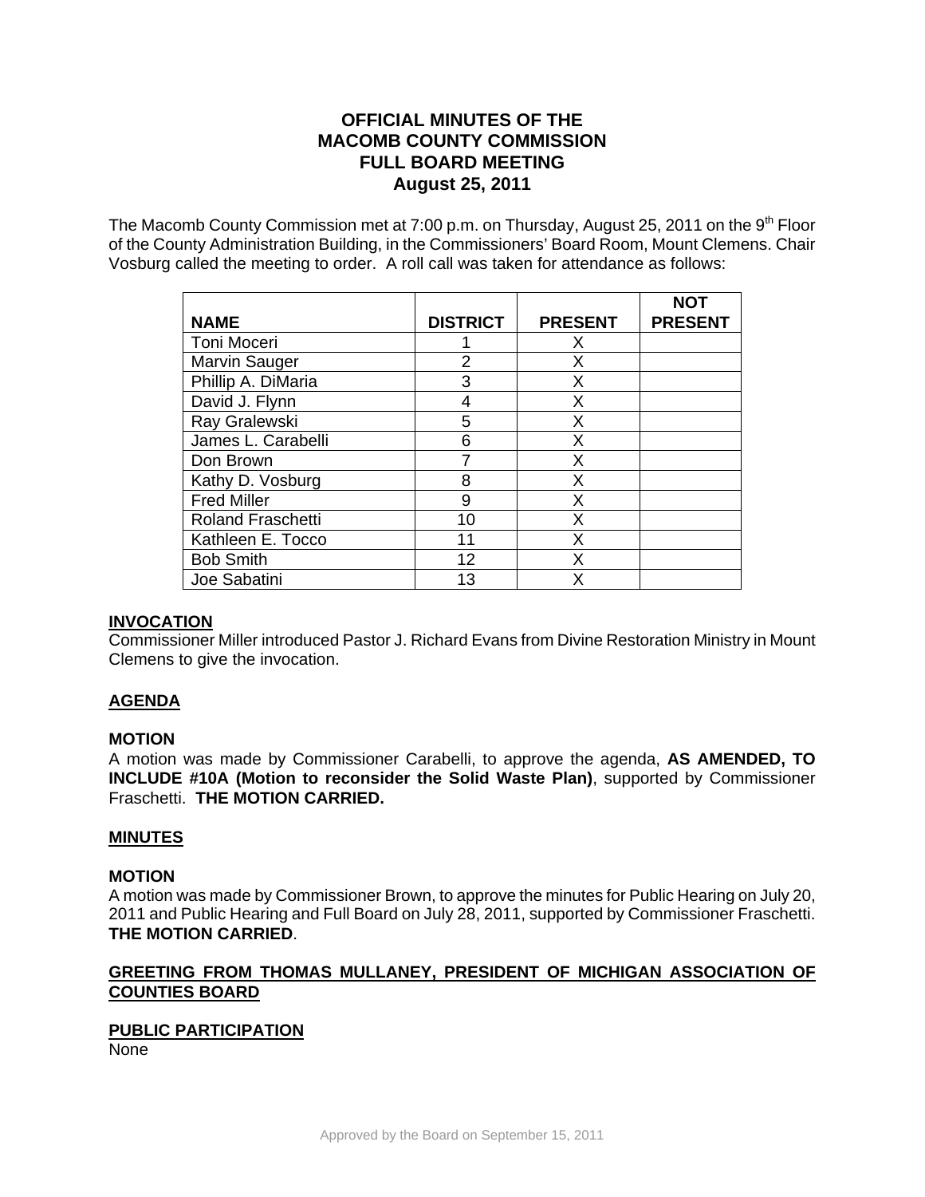# OFFICIAL MINUTES OF THE MACOMB COUNTY COMMISSION FULL BOARD MEETING August 25, 2011

The Macomb County Commission met at 7:00 p.m. on Thursday, August 25, 2011 on the 9th Floor of the County Administration Building, in the Commissioners' Board Room, Mount Clemens. Chair Vosburg called the meeting to order. A roll call was taken for attendance as follows:

| NAME | DISTRICT | PRESENT | NOT PRESENT |
|---|---|---|---|
| Toni Moceri | 1 | X | |
| Marvin Sauger | 2 | X | |
| Phillip A. DiMaria | 3 | X | |
| David J. Flynn | 4 | X | |
| Ray Gralewski | 5 | X | |
| James L. Carabelli | 6 | X | |
| Don Brown | 7 | X | |
| Kathy D. Vosburg | 8 | X | |
| Fred Miller | 9 | X | |
| Roland Fraschetti | 10 | X | |
| Kathleen E. Tocco | 11 | X | |
| Bob Smith | 12 | X | |
| Joe Sabatini | 13 | X | |

## INVOCATION

Commissioner Miller introduced Pastor J. Richard Evans from Divine Restoration Ministry in Mount Clemens to give the invocation.

## AGENDA

### MOTION

A motion was made by Commissioner Carabelli, to approve the agenda, **AS AMENDED, TO INCLUDE #10A (Motion to reconsider the Solid Waste Plan)**, supported by Commissioner Fraschetti. **THE MOTION CARRIED.**

## MINUTES

### MOTION

A motion was made by Commissioner Brown, to approve the minutes for Public Hearing on July 20, 2011 and Public Hearing and Full Board on July 28, 2011, supported by Commissioner Fraschetti. **THE MOTION CARRIED**.

## GREETING FROM THOMAS MULLANEY, PRESIDENT OF MICHIGAN ASSOCIATION OF COUNTIES BOARD

## PUBLIC PARTICIPATION

None

Approved by the Board on September 15, 2011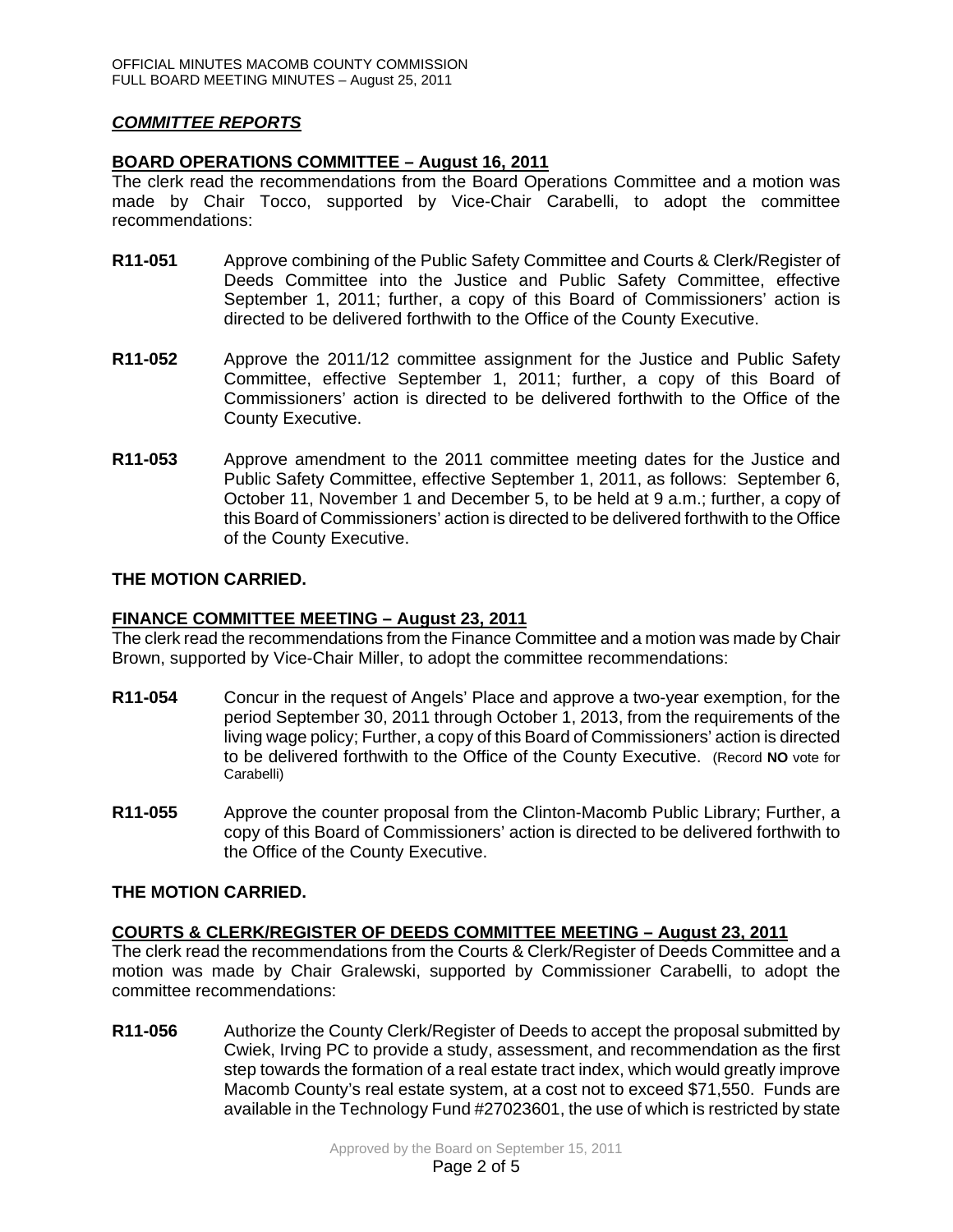## *COMMITTEE REPORTS*

### BOARD OPERATIONS COMMITTEE – August 16, 2011

The clerk read the recommendations from the Board Operations Committee and a motion was made by Chair Tocco, supported by Vice-Chair Carabelli, to adopt the committee recommendations:

**R11-051** Approve combining of the Public Safety Committee and Courts & Clerk/Register of Deeds Committee into the Justice and Public Safety Committee, effective September 1, 2011; further, a copy of this Board of Commissioners' action is directed to be delivered forthwith to the Office of the County Executive.

**R11-052** Approve the 2011/12 committee assignment for the Justice and Public Safety Committee, effective September 1, 2011; further, a copy of this Board of Commissioners' action is directed to be delivered forthwith to the Office of the County Executive.

**R11-053** Approve amendment to the 2011 committee meeting dates for the Justice and Public Safety Committee, effective September 1, 2011, as follows: September 6, October 11, November 1 and December 5, to be held at 9 a.m.; further, a copy of this Board of Commissioners' action is directed to be delivered forthwith to the Office of the County Executive.

**THE MOTION CARRIED.**

### FINANCE COMMITTEE MEETING – August 23, 2011

The clerk read the recommendations from the Finance Committee and a motion was made by Chair Brown, supported by Vice-Chair Miller, to adopt the committee recommendations:

**R11-054** Concur in the request of Angels' Place and approve a two-year exemption, for the period September 30, 2011 through October 1, 2013, from the requirements of the living wage policy; Further, a copy of this Board of Commissioners' action is directed to be delivered forthwith to the Office of the County Executive. (Record **NO** vote for Carabelli)

**R11-055** Approve the counter proposal from the Clinton-Macomb Public Library; Further, a copy of this Board of Commissioners' action is directed to be delivered forthwith to the Office of the County Executive.

**THE MOTION CARRIED.**

### COURTS & CLERK/REGISTER OF DEEDS COMMITTEE MEETING – August 23, 2011

The clerk read the recommendations from the Courts & Clerk/Register of Deeds Committee and a motion was made by Chair Gralewski, supported by Commissioner Carabelli, to adopt the committee recommendations:

**R11-056** Authorize the County Clerk/Register of Deeds to accept the proposal submitted by Cwiek, Irving PC to provide a study, assessment, and recommendation as the first step towards the formation of a real estate tract index, which would greatly improve Macomb County's real estate system, at a cost not to exceed $71,550. Funds are available in the Technology Fund #27023601, the use of which is restricted by state

Approved by the Board on September 15, 2011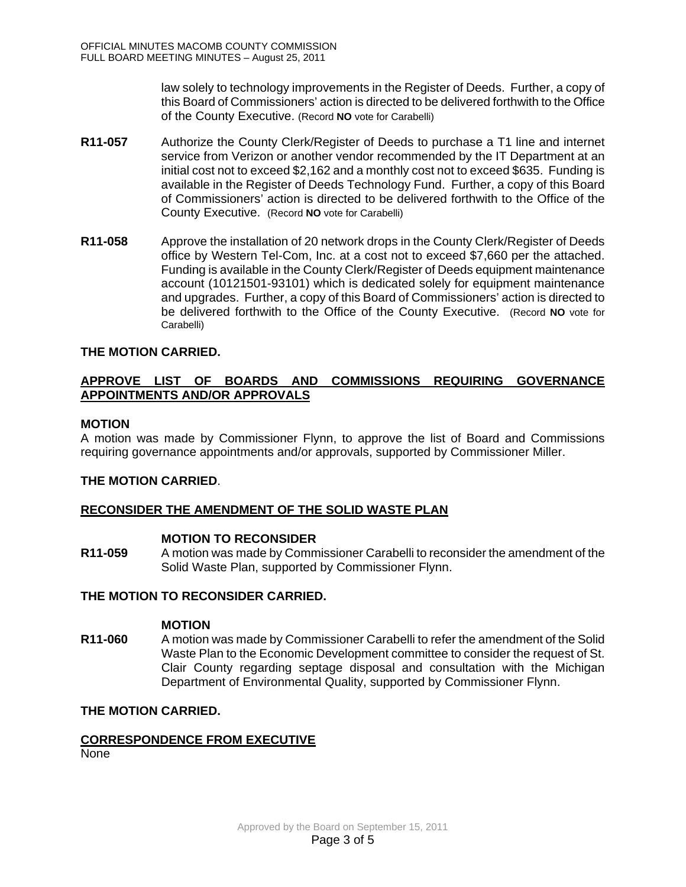law solely to technology improvements in the Register of Deeds. Further, a copy of this Board of Commissioners' action is directed to be delivered forthwith to the Office of the County Executive. (Record **NO** vote for Carabelli)

**R11-057** Authorize the County Clerk/Register of Deeds to purchase a T1 line and internet service from Verizon or another vendor recommended by the IT Department at an initial cost not to exceed $2,162 and a monthly cost not to exceed $635. Funding is available in the Register of Deeds Technology Fund. Further, a copy of this Board of Commissioners' action is directed to be delivered forthwith to the Office of the County Executive. (Record **NO** vote for Carabelli)

**R11-058** Approve the installation of 20 network drops in the County Clerk/Register of Deeds office by Western Tel-Com, Inc. at a cost not to exceed $7,660 per the attached. Funding is available in the County Clerk/Register of Deeds equipment maintenance account (10121501-93101) which is dedicated solely for equipment maintenance and upgrades. Further, a copy of this Board of Commissioners' action is directed to be delivered forthwith to the Office of the County Executive. (Record **NO** vote for Carabelli)

**THE MOTION CARRIED.**

**APPROVE LIST OF BOARDS AND COMMISSIONS REQUIRING GOVERNANCE APPOINTMENTS AND/OR APPROVALS**

**MOTION**

A motion was made by Commissioner Flynn, to approve the list of Board and Commissions requiring governance appointments and/or approvals, supported by Commissioner Miller.

**THE MOTION CARRIED**.

**RECONSIDER THE AMENDMENT OF THE SOLID WASTE PLAN**

**MOTION TO RECONSIDER**

**R11-059** A motion was made by Commissioner Carabelli to reconsider the amendment of the Solid Waste Plan, supported by Commissioner Flynn.

**THE MOTION TO RECONSIDER CARRIED.**

**MOTION**

**R11-060** A motion was made by Commissioner Carabelli to refer the amendment of the Solid Waste Plan to the Economic Development committee to consider the request of St. Clair County regarding septage disposal and consultation with the Michigan Department of Environmental Quality, supported by Commissioner Flynn.

**THE MOTION CARRIED.**

**CORRESPONDENCE FROM EXECUTIVE**

None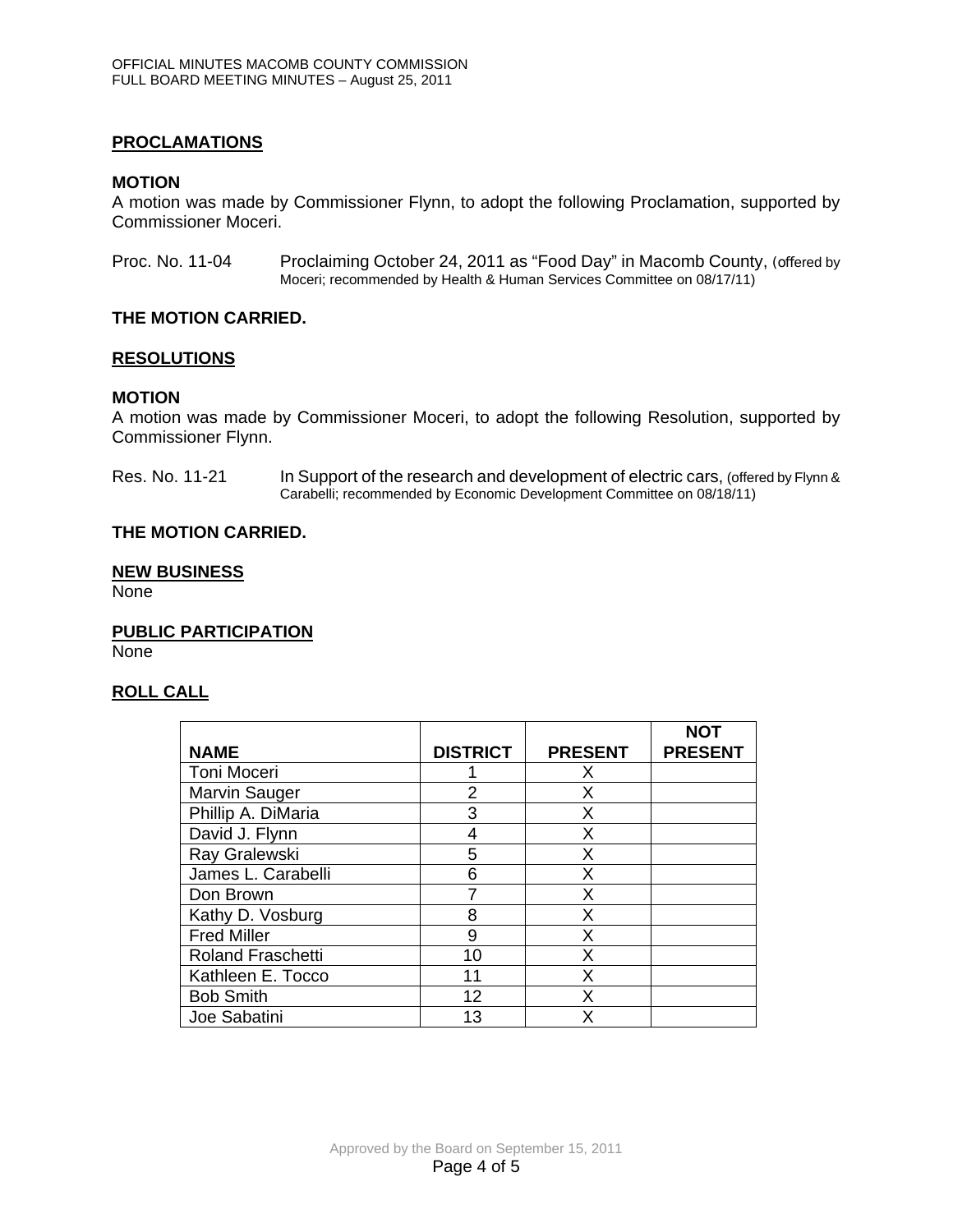## PROCLAMATIONS

**MOTION**

A motion was made by Commissioner Flynn, to adopt the following Proclamation, supported by Commissioner Moceri.

Proc. No. 11-04 Proclaiming October 24, 2011 as "Food Day" in Macomb County, (offered by Moceri; recommended by Health & Human Services Committee on 08/17/11)

**THE MOTION CARRIED.**

## RESOLUTIONS

**MOTION**

A motion was made by Commissioner Moceri, to adopt the following Resolution, supported by Commissioner Flynn.

Res. No. 11-21 In Support of the research and development of electric cars, (offered by Flynn & Carabelli; recommended by Economic Development Committee on 08/18/11)

**THE MOTION CARRIED.**

## NEW BUSINESS

None

## PUBLIC PARTICIPATION

None

## ROLL CALL

| NAME | DISTRICT | PRESENT | NOT PRESENT |
|---|---|---|---|
| Toni Moceri | 1 | X | |
| Marvin Sauger | 2 | X | |
| Phillip A. DiMaria | 3 | X | |
| David J. Flynn | 4 | X | |
| Ray Gralewski | 5 | X | |
| James L. Carabelli | 6 | X | |
| Don Brown | 7 | X | |
| Kathy D. Vosburg | 8 | X | |
| Fred Miller | 9 | X | |
| Roland Fraschetti | 10 | X | |
| Kathleen E. Tocco | 11 | X | |
| Bob Smith | 12 | X | |
| Joe Sabatini | 13 | X | |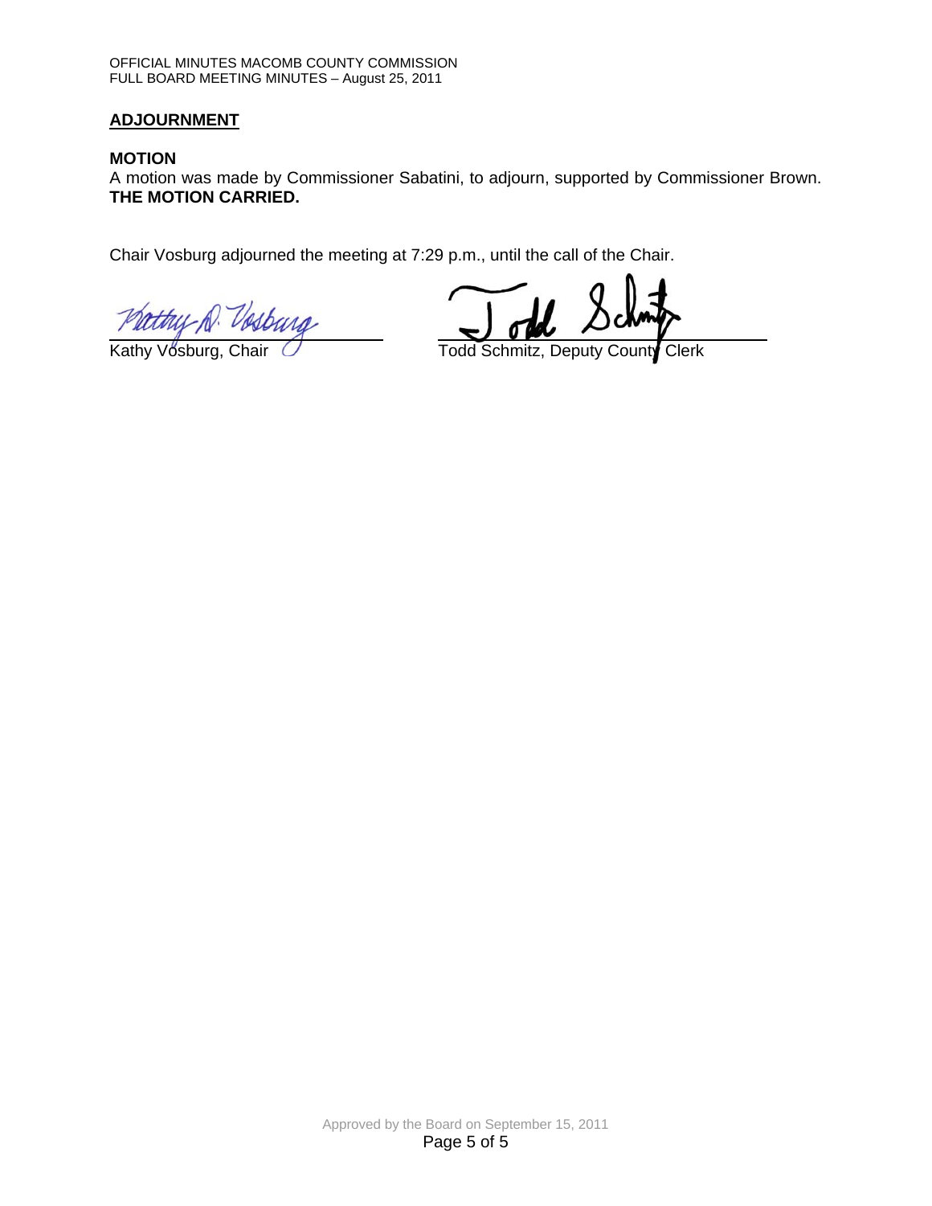## ADJOURNMENT

**MOTION**

A motion was made by Commissioner Sabatini, to adjourn, supported by Commissioner Brown. **THE MOTION CARRIED.**

Chair Vosburg adjourned the meeting at 7:29 p.m., until the call of the Chair.

Kathy Vosburg, Chair

Todd Schmitz, Deputy County Clerk

Approved by the Board on September 15, 2011